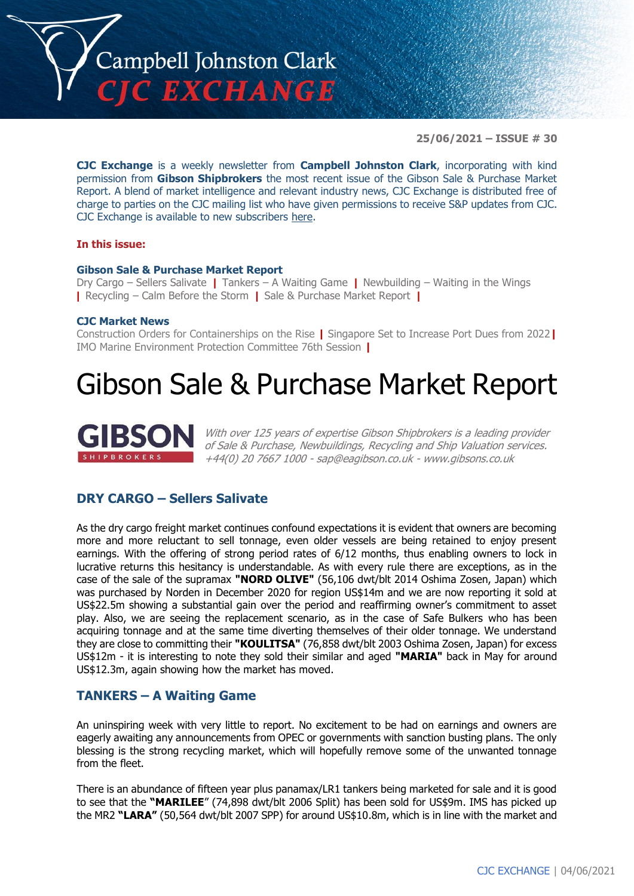# Campbell Johnston Clark CJC EXCHANGE

**25/06/2021 – ISSUE # 30**

**CJC Exchange** is a weekly newsletter from **Campbell Johnston Clark**, incorporating with kind permission from **Gibson Shipbrokers** the most recent issue of the Gibson Sale & Purchase Market Report. A blend of market intelligence and relevant industry news, CJC Exchange is distributed free of charge to parties on the CJC mailing list who have given permissions to receive S&P updates from CJC. CJC Exchange is available to new subscribers here.

**In this issue:**

**Gibson Sale & Purchase Market Report**

Dry Cargo – Sellers Salivate | Tankers – A Waiting Game | Newbuilding – Waiting in the Wings | Recycling – Calm Before the Storm | Sale & Purchase Market Report |

**CJC Market News**

Construction Orders for Containerships on the Rise | Singapore Set to Increase Port Dues from 2022 | IMO Marine Environment Protection Committee 76th Session |

# Gibson Sale & Purchase Market Report

GIBSON SHIPBROKERS

*With over 125 years of expertise Gibson Shipbrokers is a leading provider of Sale & Purchase, Newbuildings, Recycling and Ship Valuation services. +44(0) 20 7667 1000 - sap@eagibson.co.uk - www.gibsons.co.uk*

## DRY CARGO – Sellers Salivate

As the dry cargo freight market continues confound expectations it is evident that owners are becoming more and more reluctant to sell tonnage, even older vessels are being retained to enjoy present earnings. With the offering of strong period rates of 6/12 months, thus enabling owners to lock in lucrative returns this hesitancy is understandable. As with every rule there are exceptions, as in the case of the sale of the supramax **"NORD OLIVE"** (56,106 dwt/blt 2014 Oshima Zosen, Japan) which was purchased by Norden in December 2020 for region US$14m and we are now reporting it sold at US$22.5m showing a substantial gain over the period and reaffirming owner's commitment to asset play. Also, we are seeing the replacement scenario, as in the case of Safe Bulkers who has been acquiring tonnage and at the same time diverting themselves of their older tonnage. We understand they are close to committing their **"KOULITSA"** (76,858 dwt/blt 2003 Oshima Zosen, Japan) for excess US$12m - it is interesting to note they sold their similar and aged **"MARIA"** back in May for around US$12.3m, again showing how the market has moved.

## TANKERS – A Waiting Game

An uninspiring week with very little to report. No excitement to be had on earnings and owners are eagerly awaiting any announcements from OPEC or governments with sanction busting plans. The only blessing is the strong recycling market, which will hopefully remove some of the unwanted tonnage from the fleet.

There is an abundance of fifteen year plus panamax/LR1 tankers being marketed for sale and it is good to see that the **"MARILEE"** (74,898 dwt/blt 2006 Split) has been sold for US$9m. IMS has picked up the MR2 **"LARA"** (50,564 dwt/blt 2007 SPP) for around US$10.8m, which is in line with the market and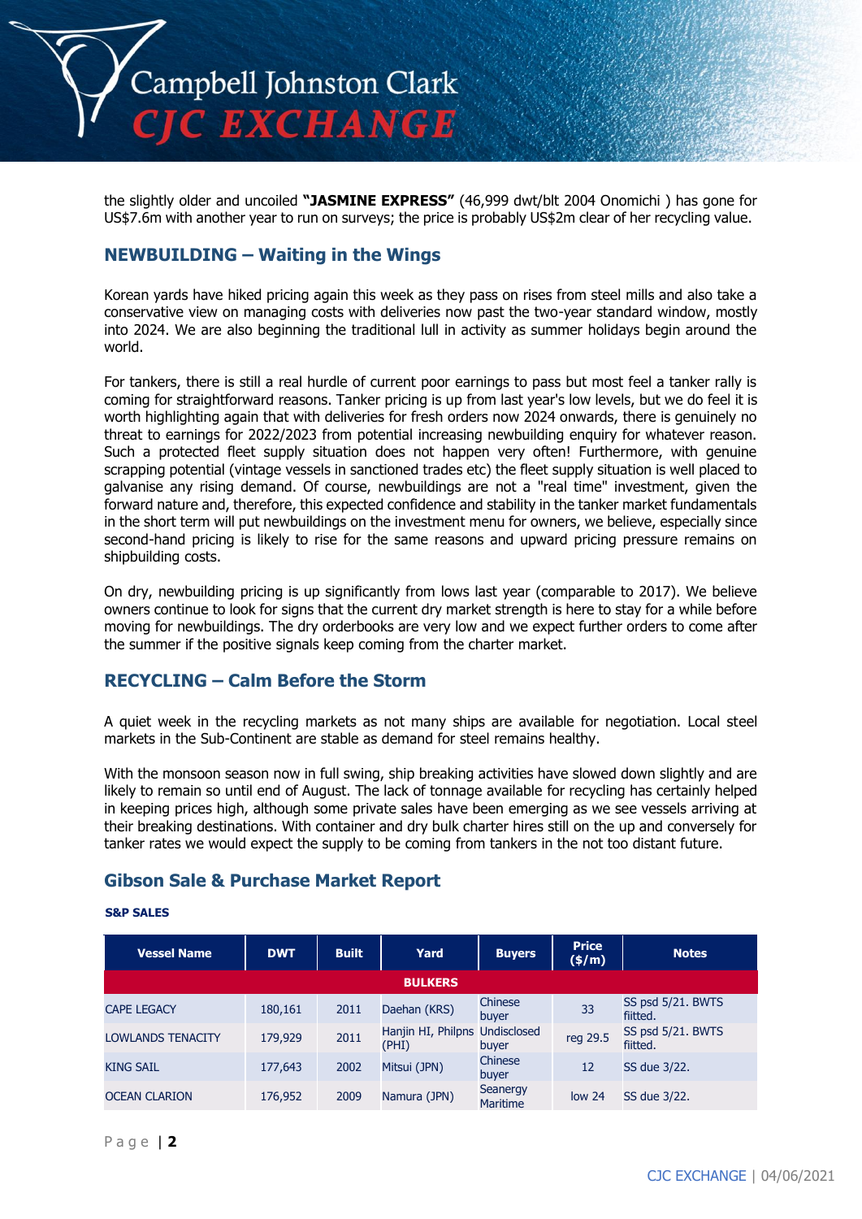the slightly older and uncoiled **"JASMINE EXPRESS"** (46,999 dwt/blt 2004 Onomichi ) has gone for US$7.6m with another year to run on surveys; the price is probably US$2m clear of her recycling value.

## NEWBUILDING – Waiting in the Wings

Korean yards have hiked pricing again this week as they pass on rises from steel mills and also take a conservative view on managing costs with deliveries now past the two-year standard window, mostly into 2024. We are also beginning the traditional lull in activity as summer holidays begin around the world.

For tankers, there is still a real hurdle of current poor earnings to pass but most feel a tanker rally is coming for straightforward reasons. Tanker pricing is up from last year's low levels, but we do feel it is worth highlighting again that with deliveries for fresh orders now 2024 onwards, there is genuinely no threat to earnings for 2022/2023 from potential increasing newbuilding enquiry for whatever reason. Such a protected fleet supply situation does not happen very often! Furthermore, with genuine scrapping potential (vintage vessels in sanctioned trades etc) the fleet supply situation is well placed to galvanise any rising demand. Of course, newbuildings are not a "real time" investment, given the forward nature and, therefore, this expected confidence and stability in the tanker market fundamentals in the short term will put newbuildings on the investment menu for owners, we believe, especially since second-hand pricing is likely to rise for the same reasons and upward pricing pressure remains on shipbuilding costs.

On dry, newbuilding pricing is up significantly from lows last year (comparable to 2017). We believe owners continue to look for signs that the current dry market strength is here to stay for a while before moving for newbuildings. The dry orderbooks are very low and we expect further orders to come after the summer if the positive signals keep coming from the charter market.

## RECYCLING – Calm Before the Storm

A quiet week in the recycling markets as not many ships are available for negotiation. Local steel markets in the Sub-Continent are stable as demand for steel remains healthy.

With the monsoon season now in full swing, ship breaking activities have slowed down slightly and are likely to remain so until end of August. The lack of tonnage available for recycling has certainly helped in keeping prices high, although some private sales have been emerging as we see vessels arriving at their breaking destinations. With container and dry bulk charter hires still on the up and conversely for tanker rates we would expect the supply to be coming from tankers in the not too distant future.

## Gibson Sale & Purchase Market Report

**S&P SALES**

| Vessel Name | DWT | Built | Yard | Buyers | Price ($/m) | Notes |
|---|---|---|---|---|---|---|
| **BULKERS** | | | | | | |
| CAPE LEGACY | 180,161 | 2011 | Daehan (KRS) | Chinese buyer | 33 | SS psd 5/21. BWTS fiitted. |
| LOWLANDS TENACITY | 179,929 | 2011 | Hanjin HI, Philpns (PHI) | Undisclosed buyer | reg 29.5 | SS psd 5/21. BWTS fiitted. |
| KING SAIL | 177,643 | 2002 | Mitsui (JPN) | Chinese buyer | 12 | SS due 3/22. |
| OCEAN CLARION | 176,952 | 2009 | Namura (JPN) | Seanergy Maritime | low 24 | SS due 3/22. |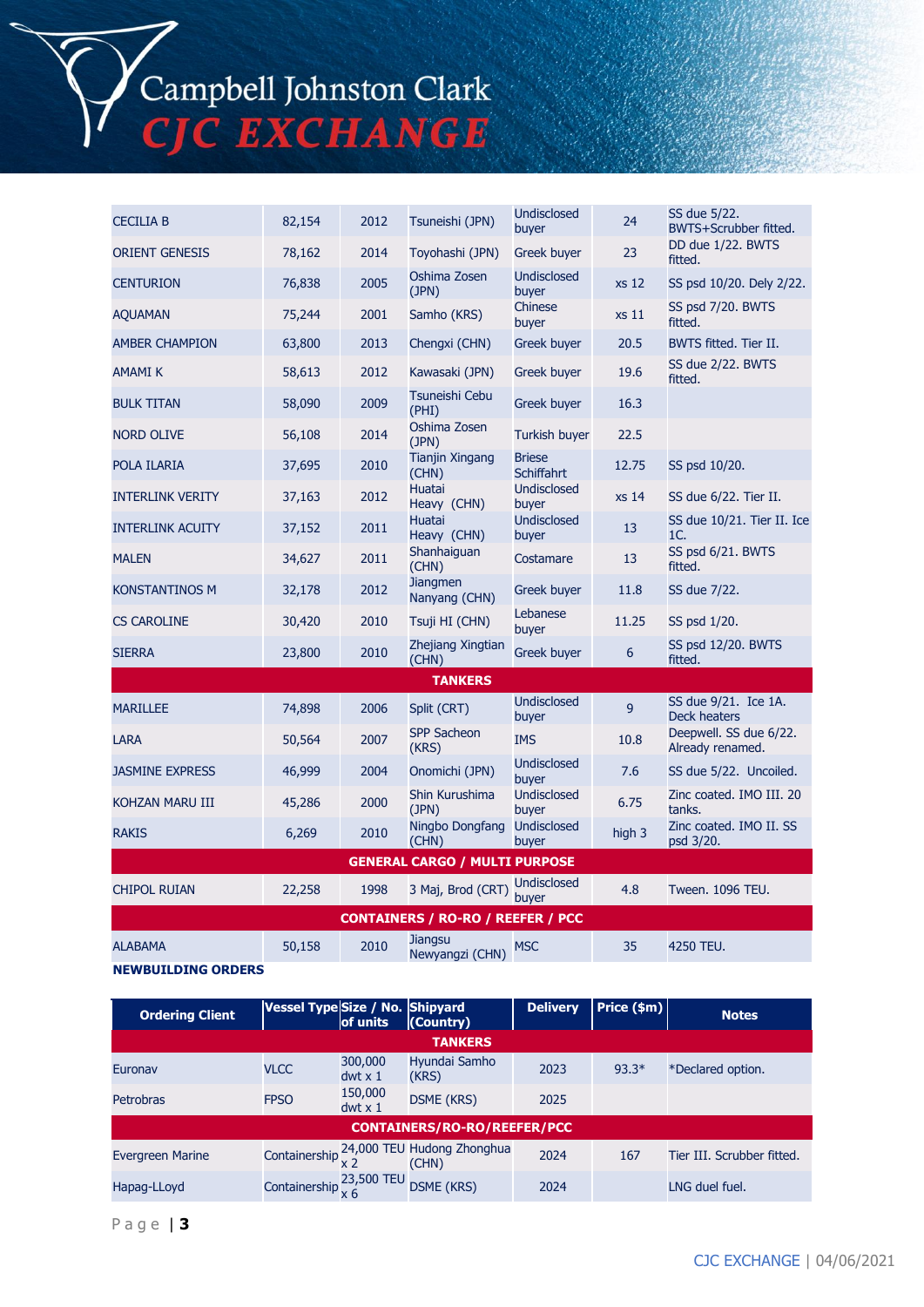| | | | | | | |
|---|---|---|---|---|---|---|
| CECILIA B | 82,154 | 2012 | Tsuneishi (JPN) | Undisclosed buyer | 24 | SS due 5/22. BWTS+Scrubber fitted. |
| ORIENT GENESIS | 78,162 | 2014 | Toyohashi (JPN) | Greek buyer | 23 | DD due 1/22. BWTS fitted. |
| CENTURION | 76,838 | 2005 | Oshima Zosen (JPN) | Undisclosed buyer | xs 12 | SS psd 10/20. Dely 2/22. |
| AQUAMAN | 75,244 | 2001 | Samho (KRS) | Chinese buyer | xs 11 | SS psd 7/20. BWTS fitted. |
| AMBER CHAMPION | 63,800 | 2013 | Chengxi (CHN) | Greek buyer | 20.5 | BWTS fitted. Tier II. |
| AMAMI K | 58,613 | 2012 | Kawasaki (JPN) | Greek buyer | 19.6 | SS due 2/22. BWTS fitted. |
| BULK TITAN | 58,090 | 2009 | Tsuneishi Cebu (PHI) | Greek buyer | 16.3 | |
| NORD OLIVE | 56,108 | 2014 | Oshima Zosen (JPN) | Turkish buyer | 22.5 | |
| POLA ILARIA | 37,695 | 2010 | Tianjin Xingang (CHN) | Briese Schiffahrt | 12.75 | SS psd 10/20. |
| INTERLINK VERITY | 37,163 | 2012 | Huatai Heavy (CHN) | Undisclosed buyer | xs 14 | SS due 6/22. Tier II. |
| INTERLINK ACUITY | 37,152 | 2011 | Huatai Heavy (CHN) | Undisclosed buyer | 13 | SS due 10/21. Tier II. Ice 1C. |
| MALEN | 34,627 | 2011 | Shanhaiguan (CHN) | Costamare | 13 | SS psd 6/21. BWTS fitted. |
| KONSTANTINOS M | 32,178 | 2012 | Jiangmen Nanyang (CHN) | Greek buyer | 11.8 | SS due 7/22. |
| CS CAROLINE | 30,420 | 2010 | Tsuji HI (CHN) | Lebanese buyer | 11.25 | SS psd 1/20. |
| SIERRA | 23,800 | 2010 | Zhejiang Xingtian (CHN) | Greek buyer | 6 | SS psd 12/20. BWTS fitted. |
| **TANKERS** | | | | | | |
| MARILLEE | 74,898 | 2006 | Split (CRT) | Undisclosed buyer | 9 | SS due 9/21. Ice 1A. Deck heaters |
| LARA | 50,564 | 2007 | SPP Sacheon (KRS) | IMS | 10.8 | Deepwell. SS due 6/22. Already renamed. |
| JASMINE EXPRESS | 46,999 | 2004 | Onomichi (JPN) | Undisclosed buyer | 7.6 | SS due 5/22. Uncoiled. |
| KOHZAN MARU III | 45,286 | 2000 | Shin Kurushima (JPN) | Undisclosed buyer | 6.75 | Zinc coated. IMO III. 20 tanks. |
| RAKIS | 6,269 | 2010 | Ningbo Dongfang (CHN) | Undisclosed buyer | high 3 | Zinc coated. IMO II. SS psd 3/20. |
| **GENERAL CARGO / MULTI PURPOSE** | | | | | | |
| CHIPOL RUIAN | 22,258 | 1998 | 3 Maj, Brod (CRT) | Undisclosed buyer | 4.8 | Tween. 1096 TEU. |
| **CONTAINERS / RO-RO / REEFER / PCC** | | | | | | |
| ALABAMA | 50,158 | 2010 | Jiangsu Newyangzi (CHN) | MSC | 35 | 4250 TEU. |

**NEWBUILDING ORDERS**

| Ordering Client | Vessel Type | Size / No. of units | Shipyard (Country) | Delivery | Price ($m) | Notes |
|---|---|---|---|---|---|---|
| **TANKERS** | | | | | | |
| Euronav | VLCC | 300,000 dwt x 1 | Hyundai Samho (KRS) | 2023 | 93.3* | *Declared option. |
| Petrobras | FPSO | 150,000 dwt x 1 | DSME (KRS) | 2025 | | |
| **CONTAINERS/RO-RO/REEFER/PCC** | | | | | | |
| Evergreen Marine | Containership | 24,000 TEU x 2 | Hudong Zhonghua (CHN) | 2024 | 167 | Tier III. Scrubber fitted. |
| Hapag-LLoyd | Containership | 23,500 TEU x 6 | DSME (KRS) | 2024 | | LNG duel fuel. |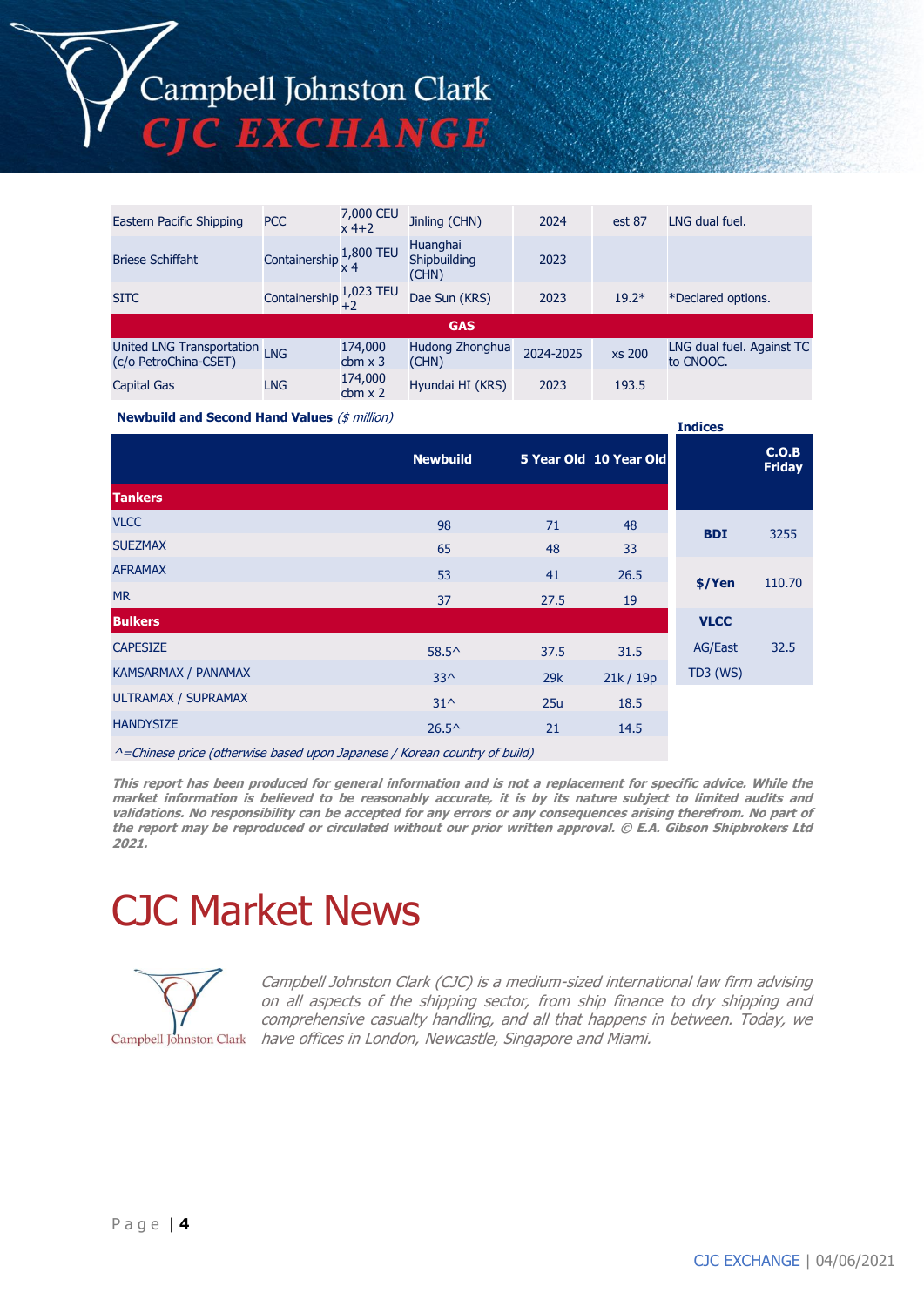| | | | | | | |
|---|---|---|---|---|---|---|
| Eastern Pacific Shipping | PCC | 7,000 CEU x 4+2 | Jinling (CHN) | 2024 | est 87 | LNG dual fuel. |
| Briese Schiffahrt | Containership | 1,800 TEU x 4 | Huanghai Shipbuilding (CHN) | 2023 | | |
| SITC | Containership | 1,023 TEU +2 | Dae Sun (KRS) | 2023 | 19.2* | *Declared options. |
| **GAS** | | | | | | |
| United LNG Transportation (c/o PetroChina-CSET) | LNG | 174,000 cbm x 3 | Hudong Zhonghua (CHN) | 2024-2025 | xs 200 | LNG dual fuel. Against TC to CNOOC. |
| Capital Gas | LNG | 174,000 cbm x 2 | Hyundai HI (KRS) | 2023 | 193.5 | |

**Newbuild and Second Hand Values** *($ million)*

| | Newbuild | 5 Year Old | 10 Year Old |
|---|---|---|---|
| **Tankers** | | | |
| VLCC | 98 | 71 | 48 |
| SUEZMAX | 65 | 48 | 33 |
| AFRAMAX | 53 | 41 | 26.5 |
| MR | 37 | 27.5 | 19 |
| **Bulkers** | | | |
| CAPESIZE | 58.5^ | 37.5 | 31.5 |
| KAMSARMAX / PANAMAX | 33^ | 29k | 21k / 19p |
| ULTRAMAX / SUPRAMAX | 31^ | 25u | 18.5 |
| HANDYSIZE | 26.5^ | 21 | 14.5 |

*^=Chinese price (otherwise based upon Japanese / Korean country of build)*

**Indices**

| | C.O.B Friday |
|---|---|
| **BDI** | 3255 |
| **$/Yen** | 110.70 |
| **VLCC** | |
| AG/East TD3 (WS) | 32.5 |

***This report has been produced for general information and is not a replacement for specific advice. While the market information is believed to be reasonably accurate, it is by its nature subject to limited audits and validations. No responsibility can be accepted for any errors or any consequences arising therefrom. No part of the report may be reproduced or circulated without our prior written approval. © E.A. Gibson Shipbrokers Ltd 2021.***

# CJC Market News

*Campbell Johnston Clark (CJC) is a medium-sized international law firm advising on all aspects of the shipping sector, from ship finance to dry shipping and comprehensive casualty handling, and all that happens in between. Today, we have offices in London, Newcastle, Singapore and Miami.*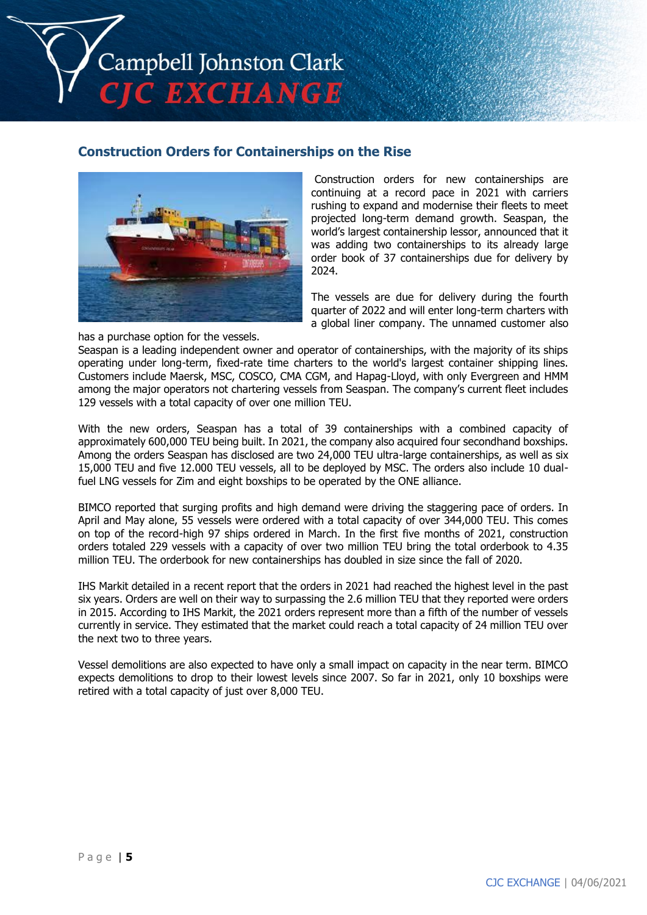## Construction Orders for Containerships on the Rise

Construction orders for new containerships are continuing at a record pace in 2021 with carriers rushing to expand and modernise their fleets to meet projected long-term demand growth. Seaspan, the world's largest containership lessor, announced that it was adding two containerships to its already large order book of 37 containerships due for delivery by 2024.

The vessels are due for delivery during the fourth quarter of 2022 and will enter long-term charters with a global liner company. The unnamed customer also has a purchase option for the vessels.

Seaspan is a leading independent owner and operator of containerships, with the majority of its ships operating under long-term, fixed-rate time charters to the world's largest container shipping lines. Customers include Maersk, MSC, COSCO, CMA CGM, and Hapag-Lloyd, with only Evergreen and HMM among the major operators not chartering vessels from Seaspan. The company's current fleet includes 129 vessels with a total capacity of over one million TEU.

With the new orders, Seaspan has a total of 39 containerships with a combined capacity of approximately 600,000 TEU being built. In 2021, the company also acquired four secondhand boxships. Among the orders Seaspan has disclosed are two 24,000 TEU ultra-large containerships, as well as six 15,000 TEU and five 12.000 TEU vessels, all to be deployed by MSC. The orders also include 10 dual-fuel LNG vessels for Zim and eight boxships to be operated by the ONE alliance.

BIMCO reported that surging profits and high demand were driving the staggering pace of orders. In April and May alone, 55 vessels were ordered with a total capacity of over 344,000 TEU. This comes on top of the record-high 97 ships ordered in March. In the first five months of 2021, construction orders totaled 229 vessels with a capacity of over two million TEU bring the total orderbook to 4.35 million TEU. The orderbook for new containerships has doubled in size since the fall of 2020.

IHS Markit detailed in a recent report that the orders in 2021 had reached the highest level in the past six years. Orders are well on their way to surpassing the 2.6 million TEU that they reported were orders in 2015. According to IHS Markit, the 2021 orders represent more than a fifth of the number of vessels currently in service. They estimated that the market could reach a total capacity of 24 million TEU over the next two to three years.

Vessel demolitions are also expected to have only a small impact on capacity in the near term. BIMCO expects demolitions to drop to their lowest levels since 2007. So far in 2021, only 10 boxships were retired with a total capacity of just over 8,000 TEU.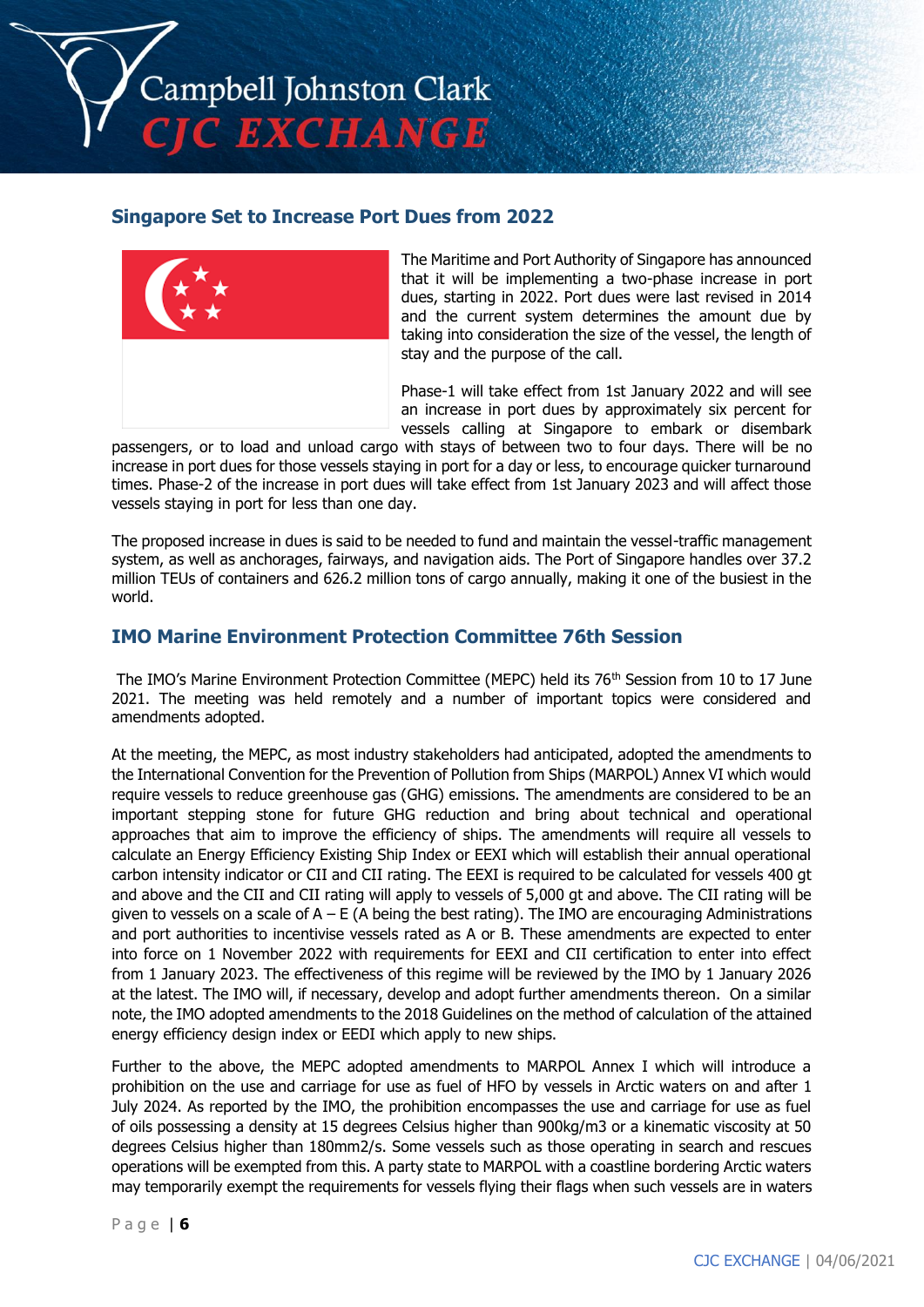## Singapore Set to Increase Port Dues from 2022

The Maritime and Port Authority of Singapore has announced that it will be implementing a two-phase increase in port dues, starting in 2022. Port dues were last revised in 2014 and the current system determines the amount due by taking into consideration the size of the vessel, the length of stay and the purpose of the call.

Phase-1 will take effect from 1st January 2022 and will see an increase in port dues by approximately six percent for vessels calling at Singapore to embark or disembark passengers, or to load and unload cargo with stays of between two to four days. There will be no increase in port dues for those vessels staying in port for a day or less, to encourage quicker turnaround times. Phase-2 of the increase in port dues will take effect from 1st January 2023 and will affect those vessels staying in port for less than one day.

The proposed increase in dues is said to be needed to fund and maintain the vessel-traffic management system, as well as anchorages, fairways, and navigation aids. The Port of Singapore handles over 37.2 million TEUs of containers and 626.2 million tons of cargo annually, making it one of the busiest in the world.

## IMO Marine Environment Protection Committee 76th Session

The IMO's Marine Environment Protection Committee (MEPC) held its 76th Session from 10 to 17 June 2021. The meeting was held remotely and a number of important topics were considered and amendments adopted.

At the meeting, the MEPC, as most industry stakeholders had anticipated, adopted the amendments to the International Convention for the Prevention of Pollution from Ships (MARPOL) Annex VI which would require vessels to reduce greenhouse gas (GHG) emissions. The amendments are considered to be an important stepping stone for future GHG reduction and bring about technical and operational approaches that aim to improve the efficiency of ships. The amendments will require all vessels to calculate an Energy Efficiency Existing Ship Index or EEXI which will establish their annual operational carbon intensity indicator or CII and CII rating. The EEXI is required to be calculated for vessels 400 gt and above and the CII and CII rating will apply to vessels of 5,000 gt and above. The CII rating will be given to vessels on a scale of A – E (A being the best rating). The IMO are encouraging Administrations and port authorities to incentivise vessels rated as A or B. These amendments are expected to enter into force on 1 November 2022 with requirements for EEXI and CII certification to enter into effect from 1 January 2023. The effectiveness of this regime will be reviewed by the IMO by 1 January 2026 at the latest. The IMO will, if necessary, develop and adopt further amendments thereon. On a similar note, the IMO adopted amendments to the 2018 Guidelines on the method of calculation of the attained energy efficiency design index or EEDI which apply to new ships.

Further to the above, the MEPC adopted amendments to MARPOL Annex I which will introduce a prohibition on the use and carriage for use as fuel of HFO by vessels in Arctic waters on and after 1 July 2024. As reported by the IMO, the prohibition encompasses the use and carriage for use as fuel of oils possessing a density at 15 degrees Celsius higher than 900kg/m3 or a kinematic viscosity at 50 degrees Celsius higher than 180mm2/s. Some vessels such as those operating in search and rescues operations will be exempted from this. A party state to MARPOL with a coastline bordering Arctic waters may temporarily exempt the requirements for vessels flying their flags when such vessels are in waters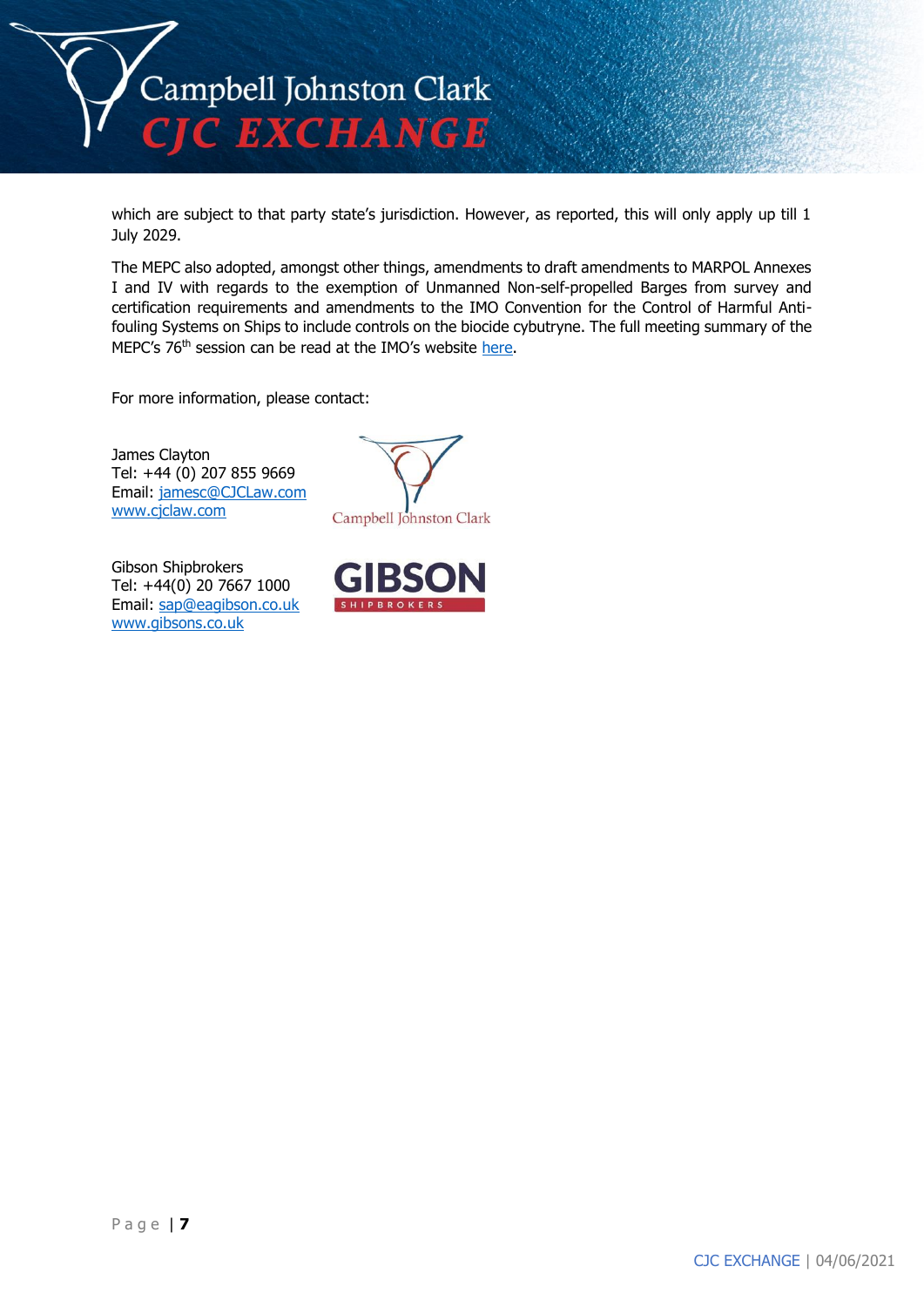which are subject to that party state's jurisdiction. However, as reported, this will only apply up till 1 July 2029.

The MEPC also adopted, amongst other things, amendments to draft amendments to MARPOL Annexes I and IV with regards to the exemption of Unmanned Non-self-propelled Barges from survey and certification requirements and amendments to the IMO Convention for the Control of Harmful Anti-fouling Systems on Ships to include controls on the biocide cybutryne. The full meeting summary of the MEPC's 76th session can be read at the IMO's website here.

For more information, please contact:

James Clayton
Tel: +44 (0) 207 855 9669
Email: jamesc@CJCLaw.com
www.cjclaw.com

Gibson Shipbrokers
Tel: +44(0) 20 7667 1000
Email: sap@eagibson.co.uk
www.gibsons.co.uk